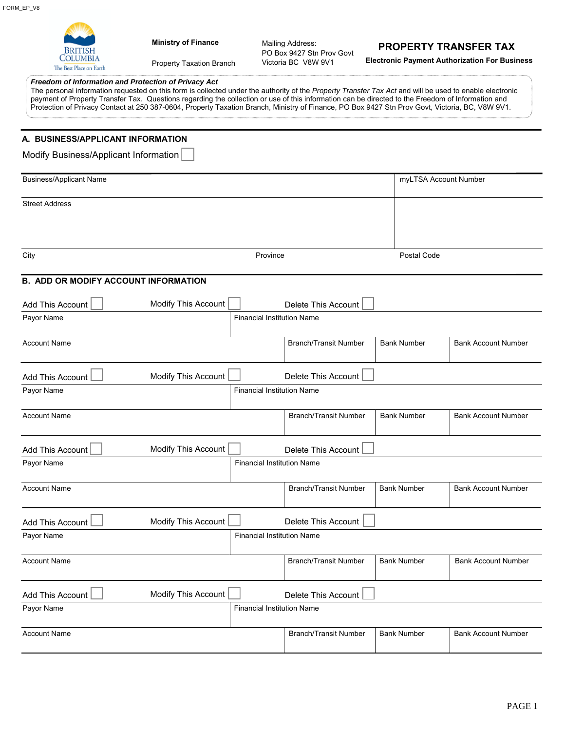FORM_EP_V8

British Columbia — The Best Place on Earth

**Ministry of Finance**

Property Taxation Branch

Mailing Address:
PO Box 9427 Stn Prov Govt
Victoria BC V8W 9V1

# PROPERTY TRANSFER TAX

**Electronic Payment Authorization For Business**

***Freedom of Information and Protection of Privacy Act***
The personal information requested on this form is collected under the authority of the *Property Transfer Tax Act* and will be used to enable electronic payment of Property Transfer Tax. Questions regarding the collection or use of this information can be directed to the Freedom of Information and Protection of Privacy Contact at 250 387-0604, Property Taxation Branch, Ministry of Finance, PO Box 9427 Stn Prov Govt, Victoria, BC, V8W 9V1.

## A. BUSINESS/APPLICANT INFORMATION

Modify Business/Applicant Information ☐

| Business/Applicant Name | | myLTSA Account Number |
|---|---|---|
| Street Address | | |
| City | Province | Postal Code |

## B. ADD OR MODIFY ACCOUNT INFORMATION

Add This Account ☐ Modify This Account ☐ Delete This Account ☐

| Payor Name | Financial Institution Name | | |
|---|---|---|---|
| Account Name | Branch/Transit Number | Bank Number | Bank Account Number |

Add This Account ☐ Modify This Account ☐ Delete This Account ☐

| Payor Name | Financial Institution Name | | |
|---|---|---|---|
| Account Name | Branch/Transit Number | Bank Number | Bank Account Number |

Add This Account ☐ Modify This Account ☐ Delete This Account ☐

| Payor Name | Financial Institution Name | | |
|---|---|---|---|
| Account Name | Branch/Transit Number | Bank Number | Bank Account Number |

Add This Account ☐ Modify This Account ☐ Delete This Account ☐

| Payor Name | Financial Institution Name | | |
|---|---|---|---|
| Account Name | Branch/Transit Number | Bank Number | Bank Account Number |

Add This Account ☐ Modify This Account ☐ Delete This Account ☐

| Payor Name | Financial Institution Name | | |
|---|---|---|---|
| Account Name | Branch/Transit Number | Bank Number | Bank Account Number |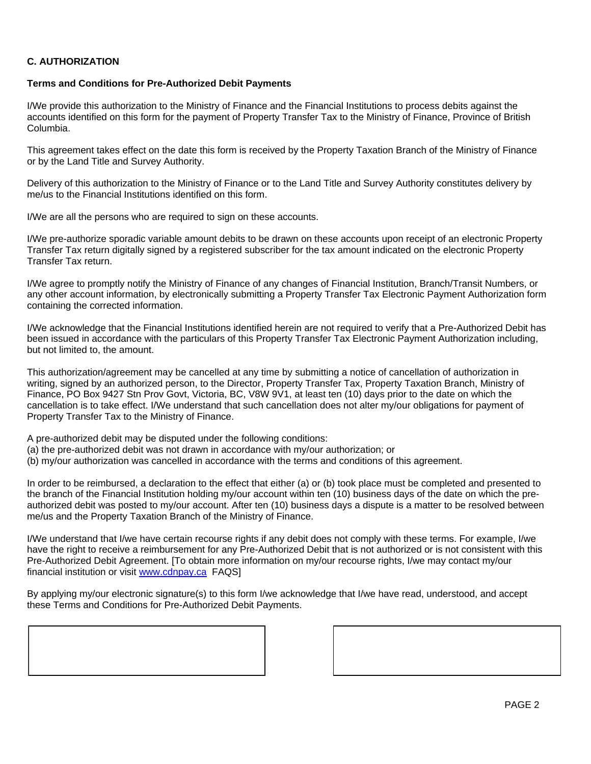## C. AUTHORIZATION

### Terms and Conditions for Pre-Authorized Debit Payments

I/We provide this authorization to the Ministry of Finance and the Financial Institutions to process debits against the accounts identified on this form for the payment of Property Transfer Tax to the Ministry of Finance, Province of British Columbia.

This agreement takes effect on the date this form is received by the Property Taxation Branch of the Ministry of Finance or by the Land Title and Survey Authority.

Delivery of this authorization to the Ministry of Finance or to the Land Title and Survey Authority constitutes delivery by me/us to the Financial Institutions identified on this form.

I/We are all the persons who are required to sign on these accounts.

I/We pre-authorize sporadic variable amount debits to be drawn on these accounts upon receipt of an electronic Property Transfer Tax return digitally signed by a registered subscriber for the tax amount indicated on the electronic Property Transfer Tax return.

I/We agree to promptly notify the Ministry of Finance of any changes of Financial Institution, Branch/Transit Numbers, or any other account information, by electronically submitting a Property Transfer Tax Electronic Payment Authorization form containing the corrected information.

I/We acknowledge that the Financial Institutions identified herein are not required to verify that a Pre-Authorized Debit has been issued in accordance with the particulars of this Property Transfer Tax Electronic Payment Authorization including, but not limited to, the amount.

This authorization/agreement may be cancelled at any time by submitting a notice of cancellation of authorization in writing, signed by an authorized person, to the Director, Property Transfer Tax, Property Taxation Branch, Ministry of Finance, PO Box 9427 Stn Prov Govt, Victoria, BC, V8W 9V1, at least ten (10) days prior to the date on which the cancellation is to take effect. I/We understand that such cancellation does not alter my/our obligations for payment of Property Transfer Tax to the Ministry of Finance.

A pre-authorized debit may be disputed under the following conditions:
(a) the pre-authorized debit was not drawn in accordance with my/our authorization; or
(b) my/our authorization was cancelled in accordance with the terms and conditions of this agreement.

In order to be reimbursed, a declaration to the effect that either (a) or (b) took place must be completed and presented to the branch of the Financial Institution holding my/our account within ten (10) business days of the date on which the pre-authorized debit was posted to my/our account. After ten (10) business days a dispute is a matter to be resolved between me/us and the Property Taxation Branch of the Ministry of Finance.

I/We understand that I/we have certain recourse rights if any debit does not comply with these terms. For example, I/we have the right to receive a reimbursement for any Pre-Authorized Debit that is not authorized or is not consistent with this Pre-Authorized Debit Agreement. [To obtain more information on my/our recourse rights, I/we may contact my/our financial institution or visit www.cdnpay.ca FAQS]

By applying my/our electronic signature(s) to this form I/we acknowledge that I/we have read, understood, and accept these Terms and Conditions for Pre-Authorized Debit Payments.